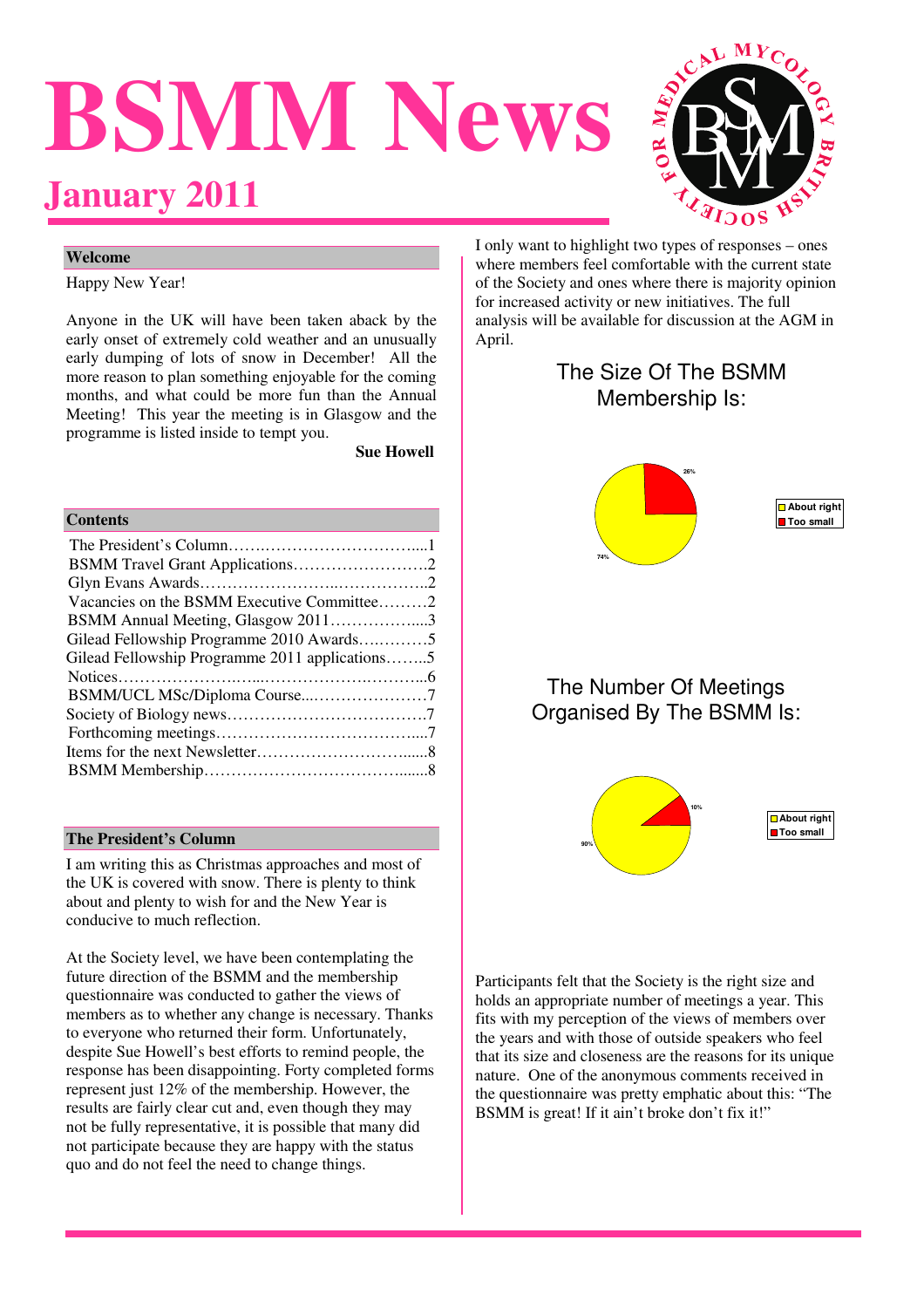# BSMM News

## January 2011

### Welcome

Happy New Year!

Anyone in the UK will have been taken aback by the early onset of extremely cold weather and an unusually early dumping of lots of snow in December! All the more reason to plan something enjoyable for the coming months, and what could be more fun than the Annual Meeting! This year the meeting is in Glasgow and the programme is listed inside to tempt you.

**Sue Howell**

### Contents

| | |
|---|---|
| The President's Column | 1 |
| BSMM Travel Grant Applications | 2 |
| Glyn Evans Awards | 2 |
| Vacancies on the BSMM Executive Committee | 2 |
| BSMM Annual Meeting, Glasgow 2011 | 3 |
| Gilead Fellowship Programme 2010 Awards | 5 |
| Gilead Fellowship Programme 2011 applications | 5 |
| Notices | 6 |
| BSMM/UCL MSc/Diploma Course | 7 |
| Society of Biology news | 7 |
| Forthcoming meetings | 7 |
| Items for the next Newsletter | 8 |
| BSMM Membership | 8 |

### The President's Column

I am writing this as Christmas approaches and most of the UK is covered with snow. There is plenty to think about and plenty to wish for and the New Year is conducive to much reflection.

At the Society level, we have been contemplating the future direction of the BSMM and the membership questionnaire was conducted to gather the views of members as to whether any change is necessary. Thanks to everyone who returned their form. Unfortunately, despite Sue Howell's best efforts to remind people, the response has been disappointing. Forty completed forms represent just 12% of the membership. However, the results are fairly clear cut and, even though they may not be fully representative, it is possible that many did not participate because they are happy with the status quo and do not feel the need to change things.

I only want to highlight two types of responses – ones where members feel comfortable with the current state of the Society and ones where there is majority opinion for increased activity or new initiatives. The full analysis will be available for discussion at the AGM in April.

The Size Of The BSMM Membership Is:

| Response | % |
|---|---|
| About right | 74% |
| Too small | 26% |

The Number Of Meetings Organised By The BSMM Is:

| Response | % |
|---|---|
| About right | 90% |
| Too small | 10% |

Participants felt that the Society is the right size and holds an appropriate number of meetings a year. This fits with my perception of the views of members over the years and with those of outside speakers who feel that its size and closeness are the reasons for its unique nature. One of the anonymous comments received in the questionnaire was pretty emphatic about this: "The BSMM is great! If it ain't broke don't fix it!"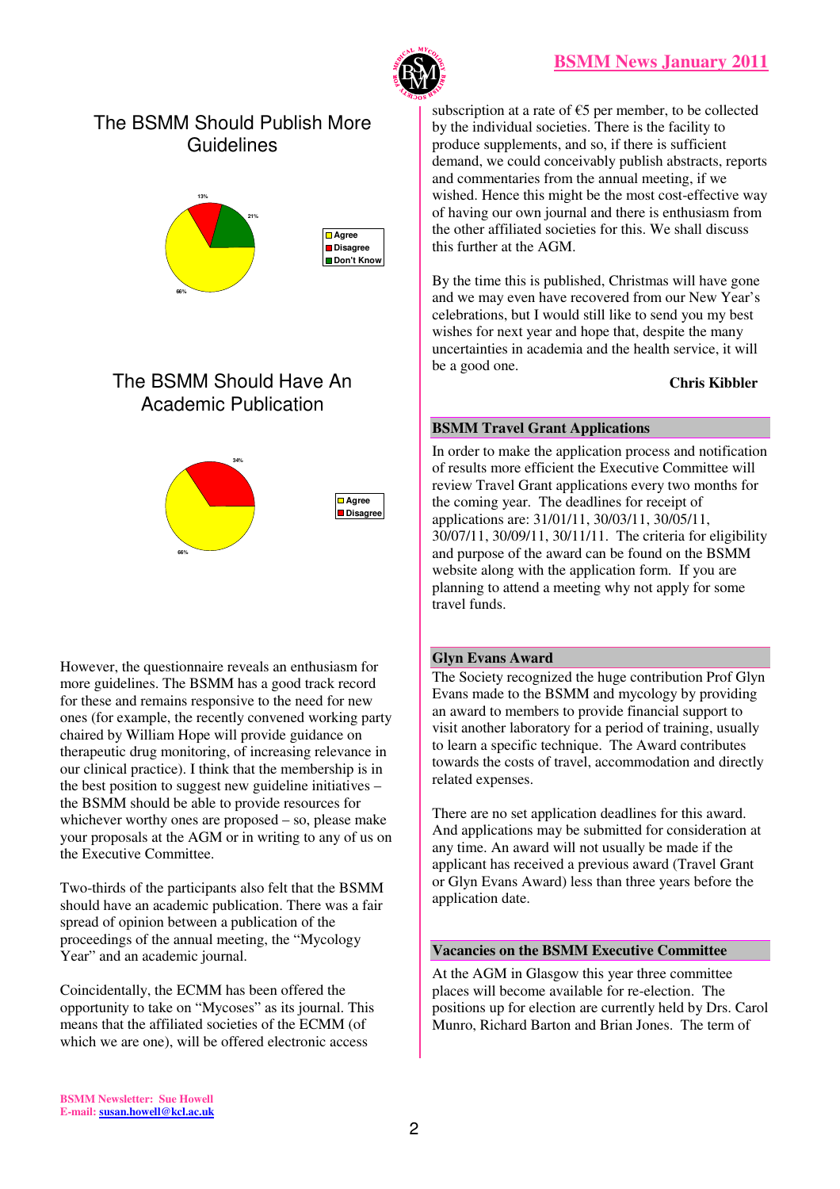## The BSMM Should Publish More Guidelines

13%
21%
66%

- Agree
- Disagree
- Don't Know

## The BSMM Should Have An Academic Publication

34%
66%

- Agree
- Disagree

However, the questionnaire reveals an enthusiasm for more guidelines. The BSMM has a good track record for these and remains responsive to the need for new ones (for example, the recently convened working party chaired by William Hope will provide guidance on therapeutic drug monitoring, of increasing relevance in our clinical practice). I think that the membership is in the best position to suggest new guideline initiatives – the BSMM should be able to provide resources for whichever worthy ones are proposed – so, please make your proposals at the AGM or in writing to any of us on the Executive Committee.

Two-thirds of the participants also felt that the BSMM should have an academic publication. There was a fair spread of opinion between a publication of the proceedings of the annual meeting, the "Mycology Year" and an academic journal.

Coincidentally, the ECMM has been offered the opportunity to take on "Mycoses" as its journal. This means that the affiliated societies of the ECMM (of which we are one), will be offered electronic access subscription at a rate of €5 per member, to be collected by the individual societies. There is the facility to produce supplements, and so, if there is sufficient demand, we could conceivably publish abstracts, reports and commentaries from the annual meeting, if we wished. Hence this might be the most cost-effective way of having our own journal and there is enthusiasm from the other affiliated societies for this. We shall discuss this further at the AGM.

By the time this is published, Christmas will have gone and we may even have recovered from our New Year's celebrations, but I would still like to send you my best wishes for next year and hope that, despite the many uncertainties in academia and the health service, it will be a good one.

**Chris Kibbler**

## BSMM Travel Grant Applications

In order to make the application process and notification of results more efficient the Executive Committee will review Travel Grant applications every two months for the coming year. The deadlines for receipt of applications are: 31/01/11, 30/03/11, 30/05/11, 30/07/11, 30/09/11, 30/11/11. The criteria for eligibility and purpose of the award can be found on the BSMM website along with the application form. If you are planning to attend a meeting why not apply for some travel funds.

## Glyn Evans Award

The Society recognized the huge contribution Prof Glyn Evans made to the BSMM and mycology by providing an award to members to provide financial support to visit another laboratory for a period of training, usually to learn a specific technique. The Award contributes towards the costs of travel, accommodation and directly related expenses.

There are no set application deadlines for this award. And applications may be submitted for consideration at any time. An award will not usually be made if the applicant has received a previous award (Travel Grant or Glyn Evans Award) less than three years before the application date.

## Vacancies on the BSMM Executive Committee

At the AGM in Glasgow this year three committee places will become available for re-election. The positions up for election are currently held by Drs. Carol Munro, Richard Barton and Brian Jones. The term of

**BSMM Newsletter: Sue Howell**
**E-mail: susan.howell@kcl.ac.uk**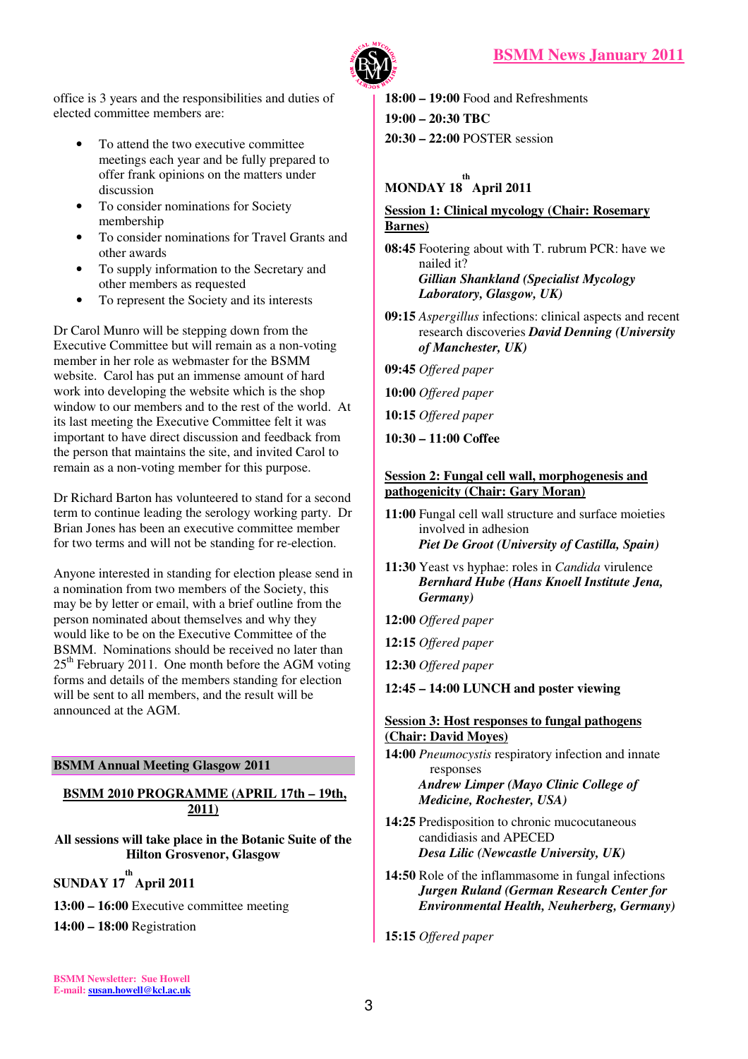office is 3 years and the responsibilities and duties of elected committee members are:

- To attend the two executive committee meetings each year and be fully prepared to offer frank opinions on the matters under discussion
- To consider nominations for Society membership
- To consider nominations for Travel Grants and other awards
- To supply information to the Secretary and other members as requested
- To represent the Society and its interests

Dr Carol Munro will be stepping down from the Executive Committee but will remain as a non-voting member in her role as webmaster for the BSMM website. Carol has put an immense amount of hard work into developing the website which is the shop window to our members and to the rest of the world. At its last meeting the Executive Committee felt it was important to have direct discussion and feedback from the person that maintains the site, and invited Carol to remain as a non-voting member for this purpose.

Dr Richard Barton has volunteered to stand for a second term to continue leading the serology working party. Dr Brian Jones has been an executive committee member for two terms and will not be standing for re-election.

Anyone interested in standing for election please send in a nomination from two members of the Society, this may be by letter or email, with a brief outline from the person nominated about themselves and why they would like to be on the Executive Committee of the BSMM. Nominations should be received no later than 25th February 2011. One month before the AGM voting forms and details of the members standing for election will be sent to all members, and the result will be announced at the AGM.

## BSMM Annual Meeting Glasgow 2011

### BSMM 2010 PROGRAMME (APRIL 17th – 19th, 2011)

**All sessions will take place in the Botanic Suite of the Hilton Grosvenor, Glasgow**

**SUNDAY 17th April 2011**

**13:00 – 16:00** Executive committee meeting

**14:00 – 18:00** Registration

**18:00 – 19:00** Food and Refreshments

**19:00 – 20:30 TBC**

**20:30 – 22:00** POSTER session

**MONDAY 18th April 2011**

**Session 1: Clinical mycology (Chair: Rosemary Barnes)**

**08:45** Footering about with T. rubrum PCR: have we nailed it?
***Gillian Shankland (Specialist Mycology Laboratory, Glasgow, UK)***

**09:15** *Aspergillus* infections: clinical aspects and recent research discoveries ***David Denning (University of Manchester, UK)***

**09:45** *Offered paper*

**10:00** *Offered paper*

**10:15** *Offered paper*

**10:30 – 11:00 Coffee**

**Session 2: Fungal cell wall, morphogenesis and pathogenicity (Chair: Gary Moran)**

**11:00** Fungal cell wall structure and surface moieties involved in adhesion
***Piet De Groot (University of Castilla, Spain)***

**11:30** Yeast vs hyphae: roles in *Candida* virulence
***Bernhard Hube (Hans Knoell Institute Jena, Germany)***

**12:00** *Offered paper*

**12:15** *Offered paper*

**12:30** *Offered paper*

**12:45 – 14:00 LUNCH and poster viewing**

**Session 3: Host responses to fungal pathogens (Chair: David Moyes)**

**14:00** *Pneumocystis* respiratory infection and innate responses
***Andrew Limper (Mayo Clinic College of Medicine, Rochester, USA)***

**14:25** Predisposition to chronic mucocutaneous candidiasis and APECED
***Desa Lilic (Newcastle University, UK)***

**14:50** Role of the inflammasome in fungal infections
***Jurgen Ruland (German Research Center for Environmental Health, Neuherberg, Germany)***

**15:15** *Offered paper*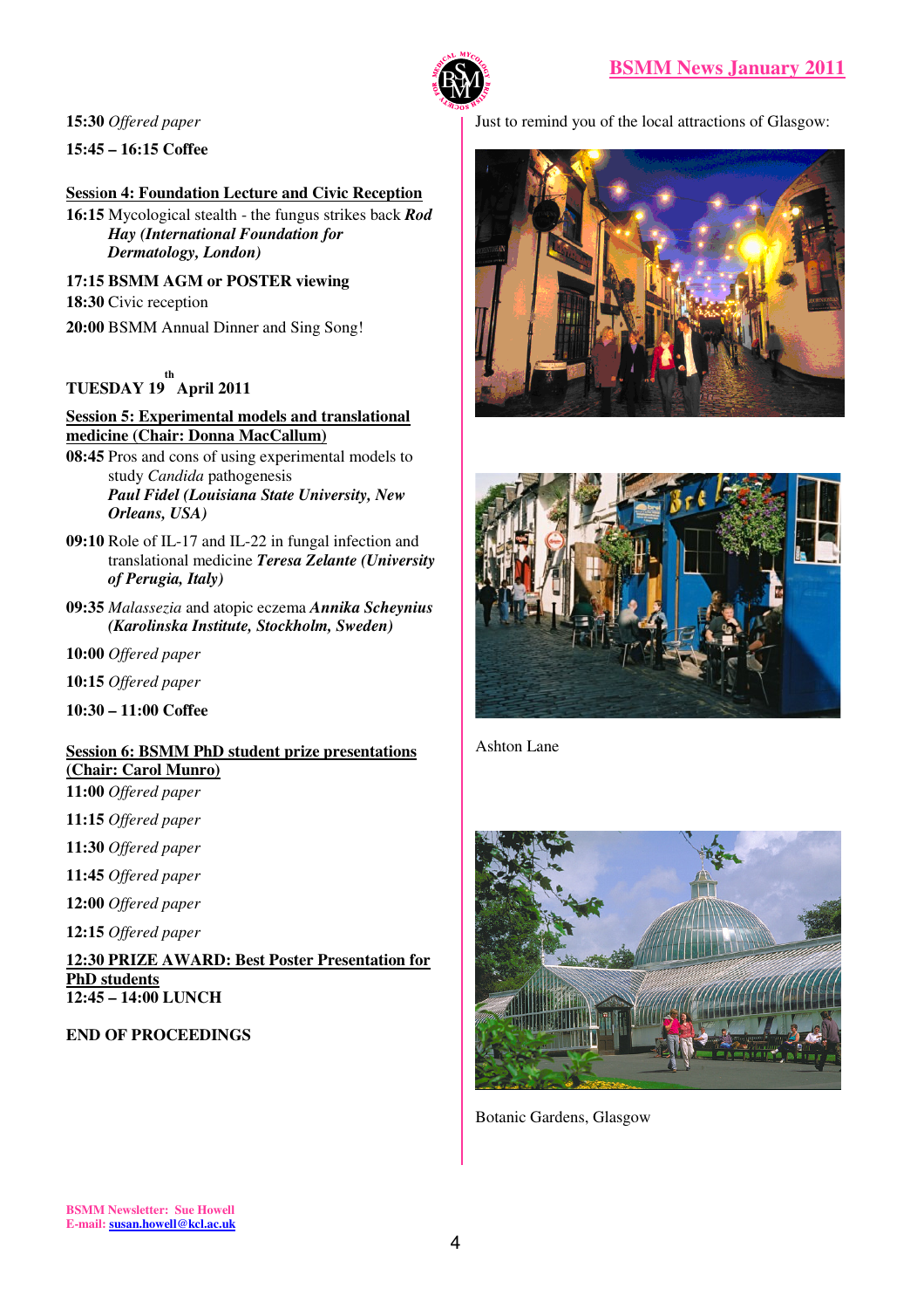**15:30** *Offered paper*

**15:45 – 16:15 Coffee**

**Session 4: Foundation Lecture and Civic Reception**

**16:15** Mycological stealth - the fungus strikes back ***Rod Hay (International Foundation for Dermatology, London)***

**17:15 BSMM AGM or POSTER viewing**

**18:30** Civic reception

**20:00** BSMM Annual Dinner and Sing Song!

**TUESDAY 19th April 2011**

**Session 5: Experimental models and translational medicine (Chair: Donna MacCallum)**

**08:45** Pros and cons of using experimental models to study *Candida* pathogenesis ***Paul Fidel (Louisiana State University, New Orleans, USA)***

**09:10** Role of IL-17 and IL-22 in fungal infection and translational medicine ***Teresa Zelante (University of Perugia, Italy)***

**09:35** *Malassezia* and atopic eczema ***Annika Scheynius (Karolinska Institute, Stockholm, Sweden)***

**10:00** *Offered paper*

**10:15** *Offered paper*

**10:30 – 11:00 Coffee**

**Session 6: BSMM PhD student prize presentations (Chair: Carol Munro)**

**11:00** *Offered paper*

**11:15** *Offered paper*

**11:30** *Offered paper*

**11:45** *Offered paper*

**12:00** *Offered paper*

**12:15** *Offered paper*

**12:30 PRIZE AWARD: Best Poster Presentation for PhD students**

**12:45 – 14:00 LUNCH**

**END OF PROCEEDINGS**

Just to remind you of the local attractions of Glasgow:

Ashton Lane

Botanic Gardens, Glasgow

**BSMM Newsletter: Sue Howell**
**E-mail: susan.howell@kcl.ac.uk**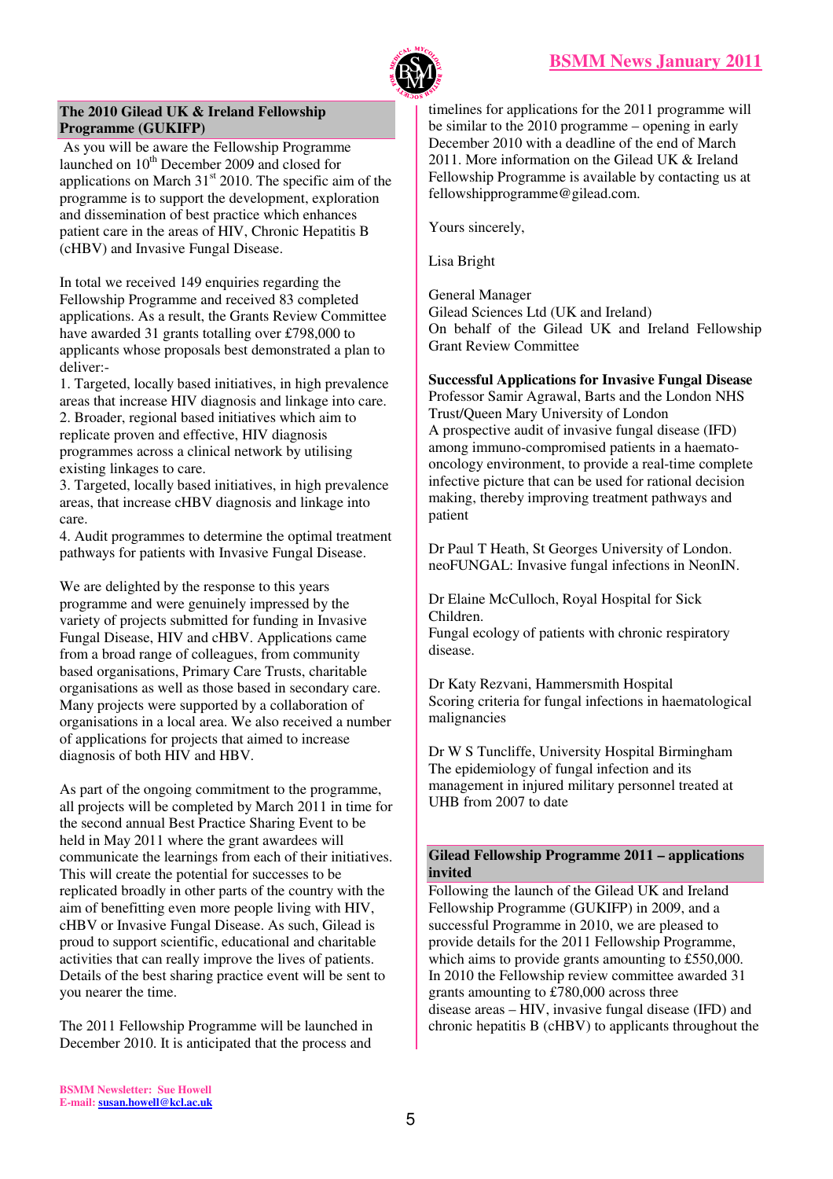## The 2010 Gilead UK & Ireland Fellowship Programme (GUKIFP)

As you will be aware the Fellowship Programme launched on 10th December 2009 and closed for applications on March 31st 2010. The specific aim of the programme is to support the development, exploration and dissemination of best practice which enhances patient care in the areas of HIV, Chronic Hepatitis B (cHBV) and Invasive Fungal Disease.

In total we received 149 enquiries regarding the Fellowship Programme and received 83 completed applications. As a result, the Grants Review Committee have awarded 31 grants totalling over £798,000 to applicants whose proposals best demonstrated a plan to deliver:-

1. Targeted, locally based initiatives, in high prevalence areas that increase HIV diagnosis and linkage into care.
2. Broader, regional based initiatives which aim to replicate proven and effective, HIV diagnosis programmes across a clinical network by utilising existing linkages to care.
3. Targeted, locally based initiatives, in high prevalence areas, that increase cHBV diagnosis and linkage into care.
4. Audit programmes to determine the optimal treatment pathways for patients with Invasive Fungal Disease.

We are delighted by the response to this years programme and were genuinely impressed by the variety of projects submitted for funding in Invasive Fungal Disease, HIV and cHBV. Applications came from a broad range of colleagues, from community based organisations, Primary Care Trusts, charitable organisations as well as those based in secondary care. Many projects were supported by a collaboration of organisations in a local area. We also received a number of applications for projects that aimed to increase diagnosis of both HIV and HBV.

As part of the ongoing commitment to the programme, all projects will be completed by March 2011 in time for the second annual Best Practice Sharing Event to be held in May 2011 where the grant awardees will communicate the learnings from each of their initiatives. This will create the potential for successes to be replicated broadly in other parts of the country with the aim of benefitting even more people living with HIV, cHBV or Invasive Fungal Disease. As such, Gilead is proud to support scientific, educational and charitable activities that can really improve the lives of patients. Details of the best sharing practice event will be sent to you nearer the time.

The 2011 Fellowship Programme will be launched in December 2010. It is anticipated that the process and timelines for applications for the 2011 programme will be similar to the 2010 programme – opening in early December 2010 with a deadline of the end of March 2011. More information on the Gilead UK & Ireland Fellowship Programme is available by contacting us at fellowshipprogramme@gilead.com.

Yours sincerely,

Lisa Bright

General Manager
Gilead Sciences Ltd (UK and Ireland)
On behalf of the Gilead UK and Ireland Fellowship Grant Review Committee

**Successful Applications for Invasive Fungal Disease**

Professor Samir Agrawal, Barts and the London NHS Trust/Queen Mary University of London
A prospective audit of invasive fungal disease (IFD) among immuno-compromised patients in a haemato-oncology environment, to provide a real-time complete infective picture that can be used for rational decision making, thereby improving treatment pathways and patient

Dr Paul T Heath, St Georges University of London.
neoFUNGAL: Invasive fungal infections in NeonIN.

Dr Elaine McCulloch, Royal Hospital for Sick Children.
Fungal ecology of patients with chronic respiratory disease.

Dr Katy Rezvani, Hammersmith Hospital
Scoring criteria for fungal infections in haematological malignancies

Dr W S Tuncliffe, University Hospital Birmingham
The epidemiology of fungal infection and its management in injured military personnel treated at UHB from 2007 to date

## Gilead Fellowship Programme 2011 – applications invited

Following the launch of the Gilead UK and Ireland Fellowship Programme (GUKIFP) in 2009, and a successful Programme in 2010, we are pleased to provide details for the 2011 Fellowship Programme, which aims to provide grants amounting to £550,000. In 2010 the Fellowship review committee awarded 31 grants amounting to £780,000 across three disease areas – HIV, invasive fungal disease (IFD) and chronic hepatitis B (cHBV) to applicants throughout the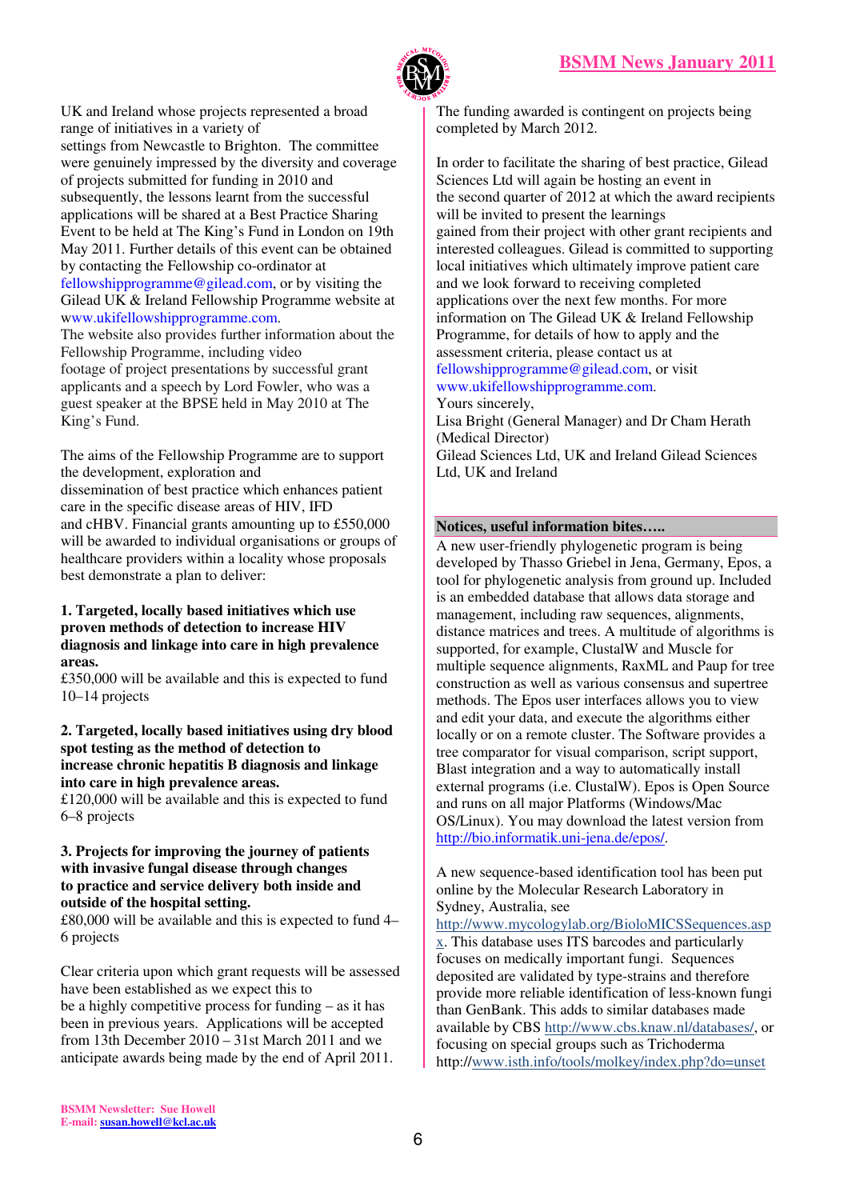UK and Ireland whose projects represented a broad range of initiatives in a variety of settings from Newcastle to Brighton. The committee were genuinely impressed by the diversity and coverage of projects submitted for funding in 2010 and subsequently, the lessons learnt from the successful applications will be shared at a Best Practice Sharing Event to be held at The King's Fund in London on 19th May 2011. Further details of this event can be obtained by contacting the Fellowship co-ordinator at fellowshipprogramme@gilead.com, or by visiting the Gilead UK & Ireland Fellowship Programme website at www.ukifellowshipprogramme.com.
The website also provides further information about the Fellowship Programme, including video footage of project presentations by successful grant applicants and a speech by Lord Fowler, who was a guest speaker at the BPSE held in May 2010 at The King's Fund.

The aims of the Fellowship Programme are to support the development, exploration and dissemination of best practice which enhances patient care in the specific disease areas of HIV, IFD and cHBV. Financial grants amounting up to £550,000 will be awarded to individual organisations or groups of healthcare providers within a locality whose proposals best demonstrate a plan to deliver:

**1. Targeted, locally based initiatives which use proven methods of detection to increase HIV diagnosis and linkage into care in high prevalence areas.**
£350,000 will be available and this is expected to fund 10–14 projects

**2. Targeted, locally based initiatives using dry blood spot testing as the method of detection to increase chronic hepatitis B diagnosis and linkage into care in high prevalence areas.**
£120,000 will be available and this is expected to fund 6–8 projects

**3. Projects for improving the journey of patients with invasive fungal disease through changes to practice and service delivery both inside and outside of the hospital setting.**
£80,000 will be available and this is expected to fund 4–6 projects

Clear criteria upon which grant requests will be assessed have been established as we expect this to be a highly competitive process for funding – as it has been in previous years. Applications will be accepted from 13th December 2010 – 31st March 2011 and we anticipate awards being made by the end of April 2011.

The funding awarded is contingent on projects being completed by March 2012.

In order to facilitate the sharing of best practice, Gilead Sciences Ltd will again be hosting an event in the second quarter of 2012 at which the award recipients will be invited to present the learnings gained from their project with other grant recipients and interested colleagues. Gilead is committed to supporting local initiatives which ultimately improve patient care and we look forward to receiving completed applications over the next few months. For more information on The Gilead UK & Ireland Fellowship Programme, for details of how to apply and the assessment criteria, please contact us at fellowshipprogramme@gilead.com, or visit www.ukifellowshipprogramme.com.
Yours sincerely,
Lisa Bright (General Manager) and Dr Cham Herath (Medical Director)
Gilead Sciences Ltd, UK and Ireland Gilead Sciences Ltd, UK and Ireland

## Notices, useful information bites…..

A new user-friendly phylogenetic program is being developed by Thasso Griebel in Jena, Germany, Epos, a tool for phylogenetic analysis from ground up. Included is an embedded database that allows data storage and management, including raw sequences, alignments, distance matrices and trees. A multitude of algorithms is supported, for example, ClustalW and Muscle for multiple sequence alignments, RaxML and Paup for tree construction as well as various consensus and supertree methods. The Epos user interfaces allows you to view and edit your data, and execute the algorithms either locally or on a remote cluster. The Software provides a tree comparator for visual comparison, script support, Blast integration and a way to automatically install external programs (i.e. ClustalW). Epos is Open Source and runs on all major Platforms (Windows/Mac OS/Linux). You may download the latest version from http://bio.informatik.uni-jena.de/epos/.

A new sequence-based identification tool has been put online by the Molecular Research Laboratory in Sydney, Australia, see http://www.mycologylab.org/BioloMICSSequences.aspx. This database uses ITS barcodes and particularly focuses on medically important fungi. Sequences deposited are validated by type-strains and therefore provide more reliable identification of less-known fungi than GenBank. This adds to similar databases made available by CBS http://www.cbs.knaw.nl/databases/, or focusing on special groups such as Trichoderma http://www.isth.info/tools/molkey/index.php?do=unset

BSMM Newsletter: Sue Howell
E-mail: susan.howell@kcl.ac.uk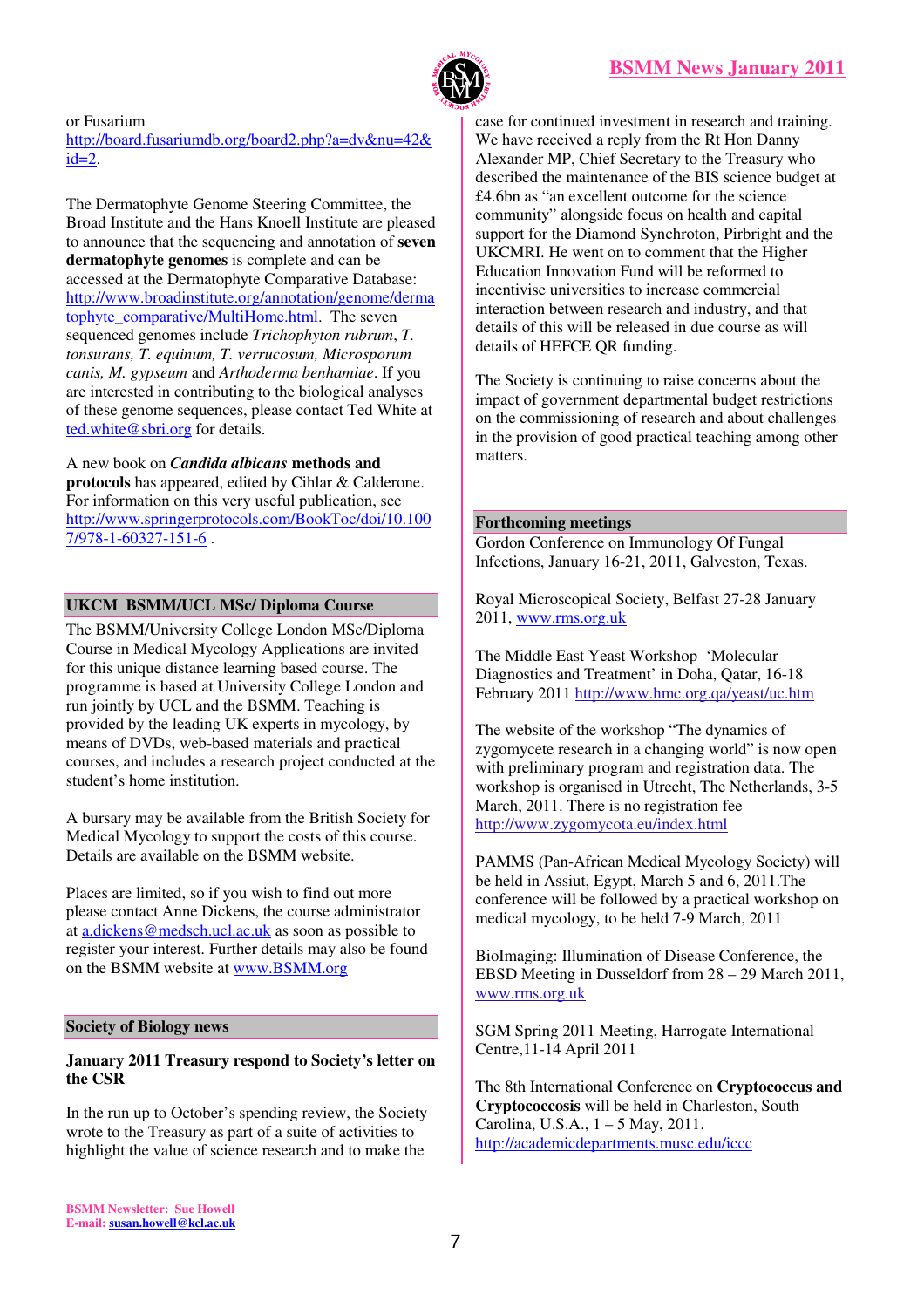or Fusarium
http://board.fusariumdb.org/board2.php?a=dv&nu=42&id=2.

The Dermatophyte Genome Steering Committee, the Broad Institute and the Hans Knoell Institute are pleased to announce that the sequencing and annotation of **seven dermatophyte genomes** is complete and can be accessed at the Dermatophyte Comparative Database: http://www.broadinstitute.org/annotation/genome/dermatophyte_comparative/MultiHome.html. The seven sequenced genomes include *Trichophyton rubrum*, *T. tonsurans, T. equinum, T. verrucosum, Microsporum canis, M. gypseum* and *Arthoderma benhamiae*. If you are interested in contributing to the biological analyses of these genome sequences, please contact Ted White at ted.white@sbri.org for details.

A new book on ***Candida albicans* methods and protocols** has appeared, edited by Cihlar & Calderone. For information on this very useful publication, see http://www.springerprotocols.com/BookToc/doi/10.1007/978-1-60327-151-6 .

## UKCM BSMM/UCL MSc/ Diploma Course

The BSMM/University College London MSc/Diploma Course in Medical Mycology Applications are invited for this unique distance learning based course. The programme is based at University College London and run jointly by UCL and the BSMM. Teaching is provided by the leading UK experts in mycology, by means of DVDs, web-based materials and practical courses, and includes a research project conducted at the student's home institution.

A bursary may be available from the British Society for Medical Mycology to support the costs of this course. Details are available on the BSMM website.

Places are limited, so if you wish to find out more please contact Anne Dickens, the course administrator at a.dickens@medsch.ucl.ac.uk as soon as possible to register your interest. Further details may also be found on the BSMM website at www.BSMM.org

## Society of Biology news

**January 2011 Treasury respond to Society's letter on the CSR**

In the run up to October's spending review, the Society wrote to the Treasury as part of a suite of activities to highlight the value of science research and to make the case for continued investment in research and training. We have received a reply from the Rt Hon Danny Alexander MP, Chief Secretary to the Treasury who described the maintenance of the BIS science budget at £4.6bn as "an excellent outcome for the science community" alongside focus on health and capital support for the Diamond Synchroton, Pirbright and the UKCMRI. He went on to comment that the Higher Education Innovation Fund will be reformed to incentivise universities to increase commercial interaction between research and industry, and that details of this will be released in due course as will details of HEFCE QR funding.

The Society is continuing to raise concerns about the impact of government departmental budget restrictions on the commissioning of research and about challenges in the provision of good practical teaching among other matters.

## Forthcoming meetings

Gordon Conference on Immunology Of Fungal Infections, January 16-21, 2011, Galveston, Texas.

Royal Microscopical Society, Belfast 27-28 January 2011, www.rms.org.uk

The Middle East Yeast Workshop 'Molecular Diagnostics and Treatment' in Doha, Qatar, 16-18 February 2011 http://www.hmc.org.qa/yeast/uc.htm

The website of the workshop "The dynamics of zygomycete research in a changing world" is now open with preliminary program and registration data. The workshop is organised in Utrecht, The Netherlands, 3-5 March, 2011. There is no registration fee http://www.zygomycota.eu/index.html

PAMMS (Pan-African Medical Mycology Society) will be held in Assiut, Egypt, March 5 and 6, 2011.The conference will be followed by a practical workshop on medical mycology, to be held 7-9 March, 2011

BioImaging: Illumination of Disease Conference, the EBSD Meeting in Dusseldorf from 28 – 29 March 2011, www.rms.org.uk

SGM Spring 2011 Meeting, Harrogate International Centre,11-14 April 2011

The 8th International Conference on **Cryptococcus and Cryptococcosis** will be held in Charleston, South Carolina, U.S.A., 1 – 5 May, 2011. http://academicdepartments.musc.edu/iccc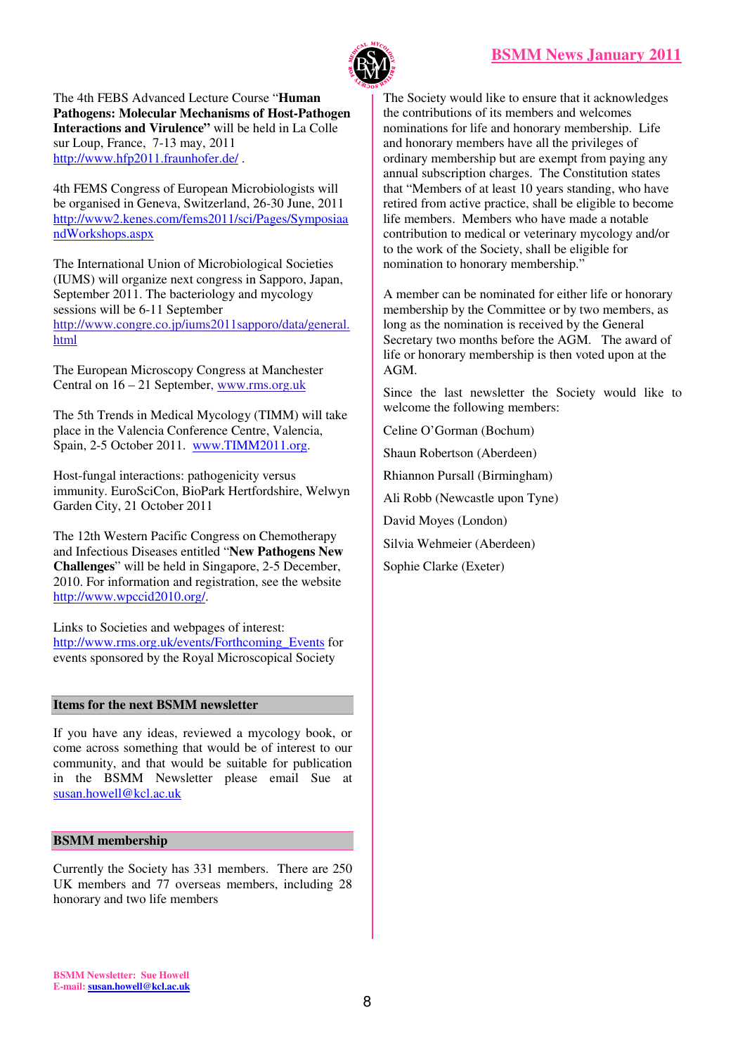The 4th FEBS Advanced Lecture Course "**Human Pathogens: Molecular Mechanisms of Host-Pathogen Interactions and Virulence"** will be held in La Colle sur Loup, France, 7-13 may, 2011 http://www.hfp2011.fraunhofer.de/ .

4th FEMS Congress of European Microbiologists will be organised in Geneva, Switzerland, 26-30 June, 2011 http://www2.kenes.com/fems2011/sci/Pages/SymposiaandWorkshops.aspx

The International Union of Microbiological Societies (IUMS) will organize next congress in Sapporo, Japan, September 2011. The bacteriology and mycology sessions will be 6-11 September http://www.congre.co.jp/iums2011sapporo/data/general.html

The European Microscopy Congress at Manchester Central on 16 – 21 September, www.rms.org.uk

The 5th Trends in Medical Mycology (TIMM) will take place in the Valencia Conference Centre, Valencia, Spain, 2-5 October 2011. www.TIMM2011.org.

Host-fungal interactions: pathogenicity versus immunity. EuroSciCon, BioPark Hertfordshire, Welwyn Garden City, 21 October 2011

The 12th Western Pacific Congress on Chemotherapy and Infectious Diseases entitled "**New Pathogens New Challenges**" will be held in Singapore, 2-5 December, 2010. For information and registration, see the website http://www.wpccid2010.org/.

Links to Societies and webpages of interest: http://www.rms.org.uk/events/Forthcoming_Events for events sponsored by the Royal Microscopical Society

## Items for the next BSMM newsletter

If you have any ideas, reviewed a mycology book, or come across something that would be of interest to our community, and that would be suitable for publication in the BSMM Newsletter please email Sue at susan.howell@kcl.ac.uk

## BSMM membership

Currently the Society has 331 members. There are 250 UK members and 77 overseas members, including 28 honorary and two life members

The Society would like to ensure that it acknowledges the contributions of its members and welcomes nominations for life and honorary membership. Life and honorary members have all the privileges of ordinary membership but are exempt from paying any annual subscription charges. The Constitution states that "Members of at least 10 years standing, who have retired from active practice, shall be eligible to become life members. Members who have made a notable contribution to medical or veterinary mycology and/or to the work of the Society, shall be eligible for nomination to honorary membership."

A member can be nominated for either life or honorary membership by the Committee or by two members, as long as the nomination is received by the General Secretary two months before the AGM. The award of life or honorary membership is then voted upon at the AGM.

Since the last newsletter the Society would like to welcome the following members:

Celine O'Gorman (Bochum)

Shaun Robertson (Aberdeen)

Rhiannon Pursall (Birmingham)

Ali Robb (Newcastle upon Tyne)

David Moyes (London)

Silvia Wehmeier (Aberdeen)

Sophie Clarke (Exeter)